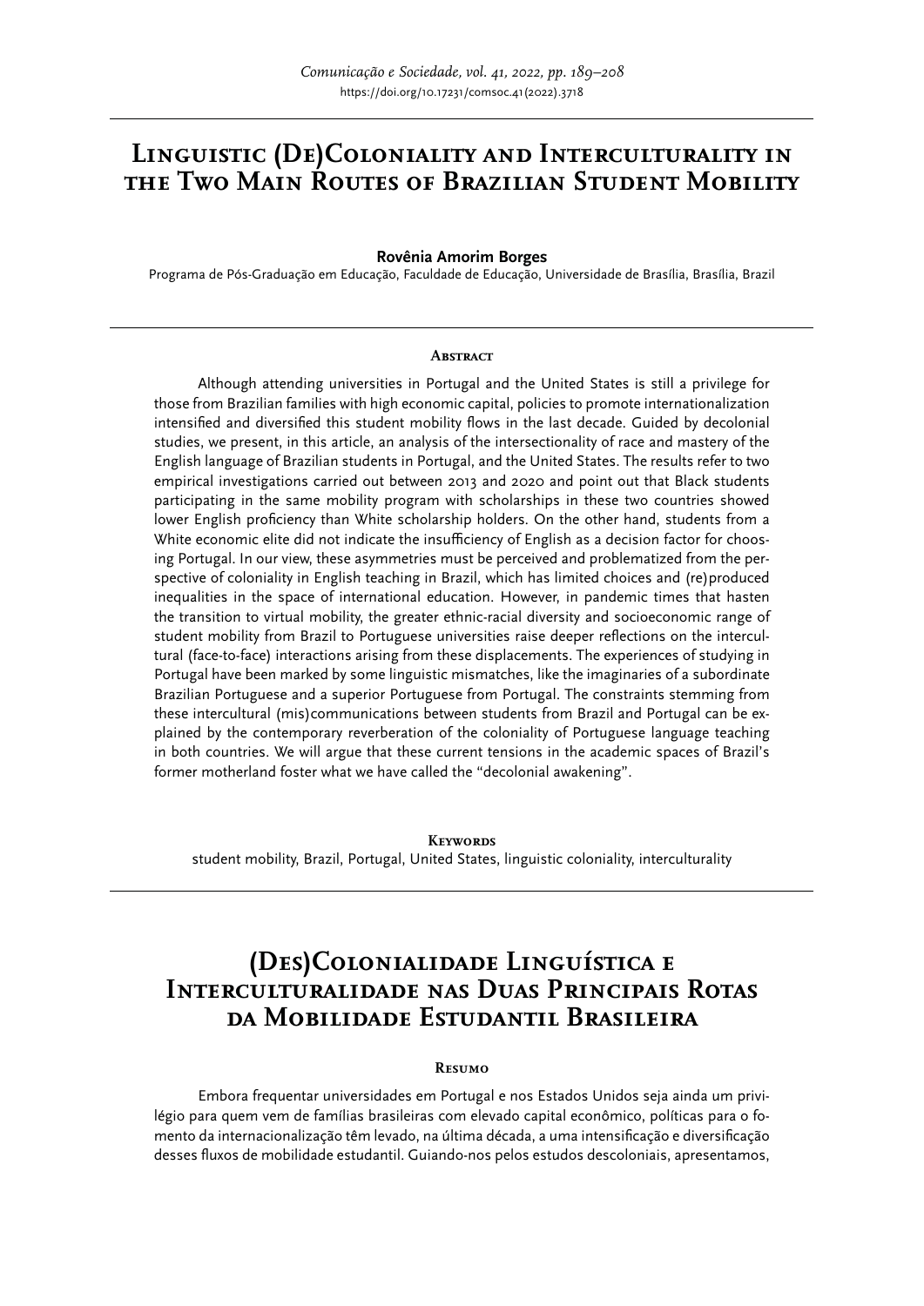# Linguistic (De)Coloniality and Interculturality in the Two Main Routes of Brazilian Student Mobility

**Rovênia Amorim Borges**

Programa de Pós-Graduação em Educação, Faculdade de Educação, Universidade de Brasília, Brasília, Brazil

### Abstract

Although attending universities in Portugal and the United States is still a privilege for those from Brazilian families with high economic capital, policies to promote internationalization intensified and diversified this student mobility flows in the last decade. Guided by decolonial studies, we present, in this article, an analysis of the intersectionality of race and mastery of the English language of Brazilian students in Portugal, and the United States. The results refer to two empirical investigations carried out between 2013 and 2020 and point out that Black students participating in the same mobility program with scholarships in these two countries showed lower English proficiency than White scholarship holders. On the other hand, students from a White economic elite did not indicate the insufficiency of English as a decision factor for choosing Portugal. In our view, these asymmetries must be perceived and problematized from the perspective of coloniality in English teaching in Brazil, which has limited choices and (re)produced inequalities in the space of international education. However, in pandemic times that hasten the transition to virtual mobility, the greater ethnic-racial diversity and socioeconomic range of student mobility from Brazil to Portuguese universities raise deeper reflections on the intercultural (face-to-face) interactions arising from these displacements. The experiences of studying in Portugal have been marked by some linguistic mismatches, like the imaginaries of a subordinate Brazilian Portuguese and a superior Portuguese from Portugal. The constraints stemming from these intercultural (mis)communications between students from Brazil and Portugal can be explained by the contemporary reverberation of the coloniality of Portuguese language teaching in both countries. We will argue that these current tensions in the academic spaces of Brazil's former motherland foster what we have called the "decolonial awakening".

### Keywords

student mobility, Brazil, Portugal, United States, linguistic coloniality, interculturality

# (Des)Colonialidade Linguística e Interculturalidade nas Duas Principais Rotas da Mobilidade Estudantil Brasileira

### Resumo

Embora frequentar universidades em Portugal e nos Estados Unidos seja ainda um privilégio para quem vem de famílias brasileiras com elevado capital econômico, políticas para o fomento da internacionalização têm levado, na última década, a uma intensificação e diversificação desses fluxos de mobilidade estudantil. Guiando-nos pelos estudos descoloniais, apresentamos,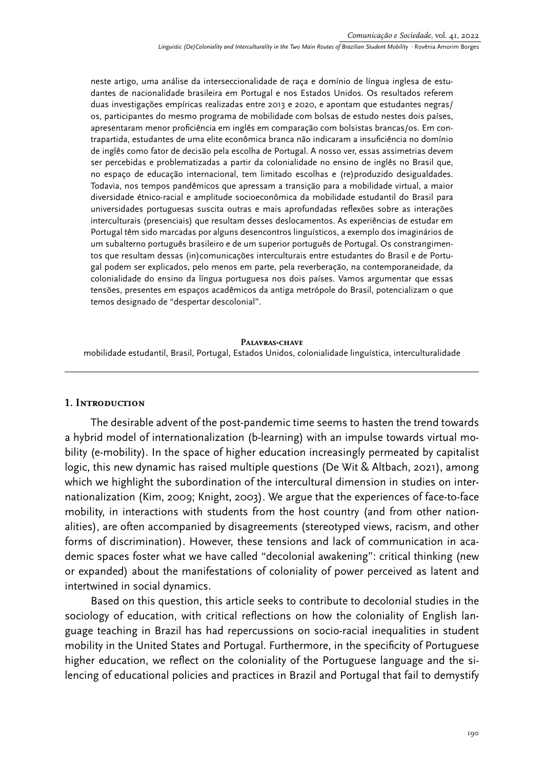neste artigo, uma análise da interseccionalidade de raça e domínio de língua inglesa de estudantes de nacionalidade brasileira em Portugal e nos Estados Unidos. Os resultados referem duas investigações empíricas realizadas entre 2013 e 2020, e apontam que estudantes negras/os, participantes do mesmo programa de mobilidade com bolsas de estudo nestes dois países, apresentaram menor proficiência em inglês em comparação com bolsistas brancas/os. Em contrapartida, estudantes de uma elite econômica branca não indicaram a insuficiência no domínio de inglês como fator de decisão pela escolha de Portugal. A nosso ver, essas assimetrias devem ser percebidas e problematizadas a partir da colonialidade no ensino de inglês no Brasil que, no espaço de educação internacional, tem limitado escolhas e (re)produzido desigualdades. Todavia, nos tempos pandêmicos que apressam a transição para a mobilidade virtual, a maior diversidade étnico-racial e amplitude socioeconômica da mobilidade estudantil do Brasil para universidades portuguesas suscita outras e mais aprofundadas reflexões sobre as interações interculturais (presenciais) que resultam desses deslocamentos. As experiências de estudar em Portugal têm sido marcadas por alguns desencontros linguísticos, a exemplo dos imaginários de um subalterno português brasileiro e de um superior português de Portugal. Os constrangimentos que resultam dessas (in)comunicações interculturais entre estudantes do Brasil e de Portugal podem ser explicados, pelo menos em parte, pela reverberação, na contemporaneidade, da colonialidade do ensino da língua portuguesa nos dois países. Vamos argumentar que essas tensões, presentes em espaços acadêmicos da antiga metrópole do Brasil, potencializam o que temos designado de "despertar descolonial".

**Palavras-chave**

mobilidade estudantil, Brasil, Portugal, Estados Unidos, colonialidade linguística, interculturalidade

## 1. Introduction

The desirable advent of the post-pandemic time seems to hasten the trend towards a hybrid model of internationalization (b-learning) with an impulse towards virtual mobility (e-mobility). In the space of higher education increasingly permeated by capitalist logic, this new dynamic has raised multiple questions (De Wit & Altbach, 2021), among which we highlight the subordination of the intercultural dimension in studies on internationalization (Kim, 2009; Knight, 2003). We argue that the experiences of face-to-face mobility, in interactions with students from the host country (and from other nationalities), are often accompanied by disagreements (stereotyped views, racism, and other forms of discrimination). However, these tensions and lack of communication in academic spaces foster what we have called "decolonial awakening": critical thinking (new or expanded) about the manifestations of coloniality of power perceived as latent and intertwined in social dynamics.

Based on this question, this article seeks to contribute to decolonial studies in the sociology of education, with critical reflections on how the coloniality of English language teaching in Brazil has had repercussions on socio-racial inequalities in student mobility in the United States and Portugal. Furthermore, in the specificity of Portuguese higher education, we reflect on the coloniality of the Portuguese language and the silencing of educational policies and practices in Brazil and Portugal that fail to demystify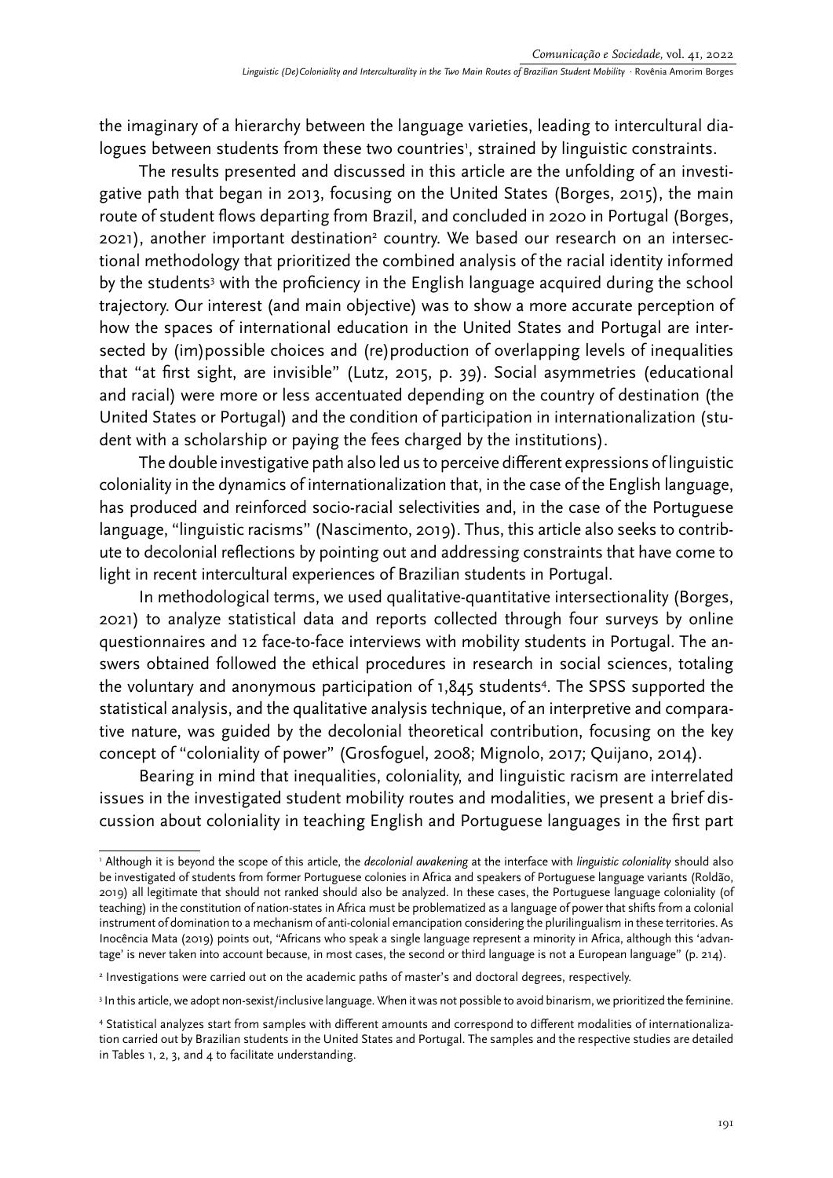the imaginary of a hierarchy between the language varieties, leading to intercultural dialogues between students from these two countries[1], strained by linguistic constraints.

The results presented and discussed in this article are the unfolding of an investigative path that began in 2013, focusing on the United States (Borges, 2015), the main route of student flows departing from Brazil, and concluded in 2020 in Portugal (Borges, 2021), another important destination[2] country. We based our research on an intersectional methodology that prioritized the combined analysis of the racial identity informed by the students[3] with the proficiency in the English language acquired during the school trajectory. Our interest (and main objective) was to show a more accurate perception of how the spaces of international education in the United States and Portugal are intersected by (im)possible choices and (re)production of overlapping levels of inequalities that "at first sight, are invisible" (Lutz, 2015, p. 39). Social asymmetries (educational and racial) were more or less accentuated depending on the country of destination (the United States or Portugal) and the condition of participation in internationalization (student with a scholarship or paying the fees charged by the institutions).

The double investigative path also led us to perceive different expressions of linguistic coloniality in the dynamics of internationalization that, in the case of the English language, has produced and reinforced socio-racial selectivities and, in the case of the Portuguese language, "linguistic racisms" (Nascimento, 2019). Thus, this article also seeks to contribute to decolonial reflections by pointing out and addressing constraints that have come to light in recent intercultural experiences of Brazilian students in Portugal.

In methodological terms, we used qualitative-quantitative intersectionality (Borges, 2021) to analyze statistical data and reports collected through four surveys by online questionnaires and 12 face-to-face interviews with mobility students in Portugal. The answers obtained followed the ethical procedures in research in social sciences, totaling the voluntary and anonymous participation of 1,845 students[4]. The SPSS supported the statistical analysis, and the qualitative analysis technique, of an interpretive and comparative nature, was guided by the decolonial theoretical contribution, focusing on the key concept of "coloniality of power" (Grosfoguel, 2008; Mignolo, 2017; Quijano, 2014).

Bearing in mind that inequalities, coloniality, and linguistic racism are interrelated issues in the investigated student mobility routes and modalities, we present a brief discussion about coloniality in teaching English and Portuguese languages in the first part

---

[1] Although it is beyond the scope of this article, the *decolonial awakening* at the interface with *linguistic coloniality* should also be investigated of students from former Portuguese colonies in Africa and speakers of Portuguese language variants (Roldão, 2019) all legitimate that should not ranked should also be analyzed. In these cases, the Portuguese language coloniality (of teaching) in the constitution of nation-states in Africa must be problematized as a language of power that shifts from a colonial instrument of domination to a mechanism of anti-colonial emancipation considering the plurilingualism in these territories. As Inocência Mata (2019) points out, "Africans who speak a single language represent a minority in Africa, although this 'advantage' is never taken into account because, in most cases, the second or third language is not a European language" (p. 214).

[2] Investigations were carried out on the academic paths of master's and doctoral degrees, respectively.

[3] In this article, we adopt non-sexist/inclusive language. When it was not possible to avoid binarism, we prioritized the feminine.

[4] Statistical analyzes start from samples with different amounts and correspond to different modalities of internationalization carried out by Brazilian students in the United States and Portugal. The samples and the respective studies are detailed in Tables 1, 2, 3, and 4 to facilitate understanding.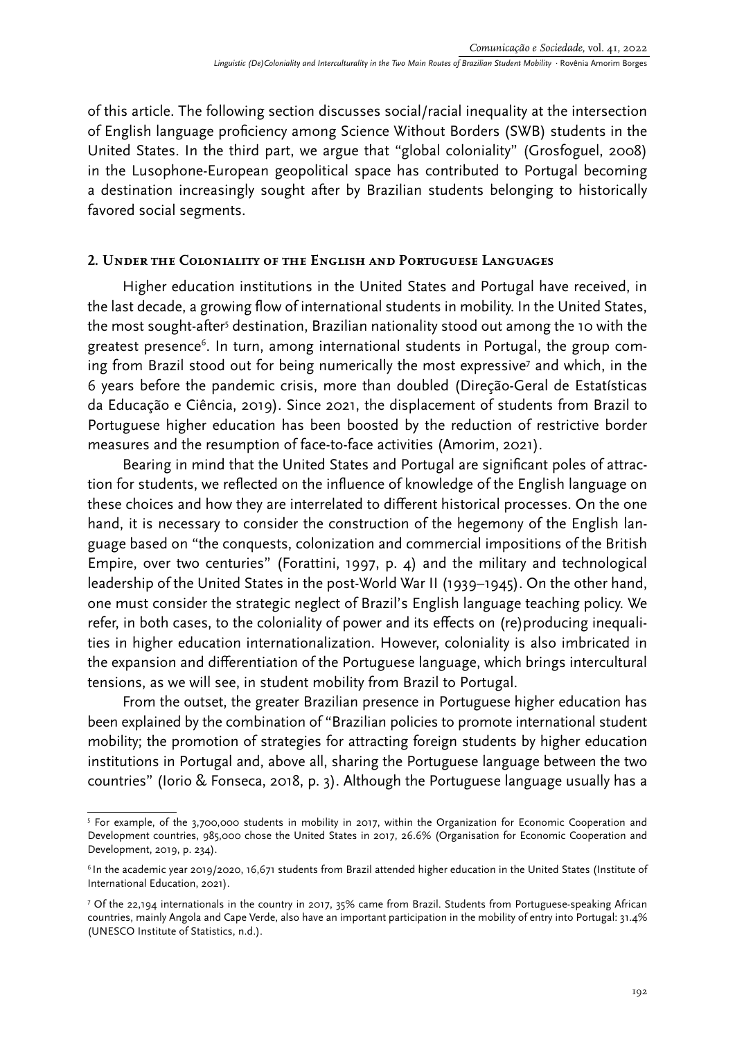of this article. The following section discusses social/racial inequality at the intersection of English language proficiency among Science Without Borders (SWB) students in the United States. In the third part, we argue that "global coloniality" (Grosfoguel, 2008) in the Lusophone-European geopolitical space has contributed to Portugal becoming a destination increasingly sought after by Brazilian students belonging to historically favored social segments.

## 2. Under the Coloniality of the English and Portuguese Languages

Higher education institutions in the United States and Portugal have received, in the last decade, a growing flow of international students in mobility. In the United States, the most sought-after[5] destination, Brazilian nationality stood out among the 10 with the greatest presence[6]. In turn, among international students in Portugal, the group coming from Brazil stood out for being numerically the most expressive[7] and which, in the 6 years before the pandemic crisis, more than doubled (Direção-Geral de Estatísticas da Educação e Ciência, 2019). Since 2021, the displacement of students from Brazil to Portuguese higher education has been boosted by the reduction of restrictive border measures and the resumption of face-to-face activities (Amorim, 2021).

Bearing in mind that the United States and Portugal are significant poles of attraction for students, we reflected on the influence of knowledge of the English language on these choices and how they are interrelated to different historical processes. On the one hand, it is necessary to consider the construction of the hegemony of the English language based on "the conquests, colonization and commercial impositions of the British Empire, over two centuries" (Forattini, 1997, p. 4) and the military and technological leadership of the United States in the post-World War II (1939–1945). On the other hand, one must consider the strategic neglect of Brazil's English language teaching policy. We refer, in both cases, to the coloniality of power and its effects on (re)producing inequalities in higher education internationalization. However, coloniality is also imbricated in the expansion and differentiation of the Portuguese language, which brings intercultural tensions, as we will see, in student mobility from Brazil to Portugal.

From the outset, the greater Brazilian presence in Portuguese higher education has been explained by the combination of "Brazilian policies to promote international student mobility; the promotion of strategies for attracting foreign students by higher education institutions in Portugal and, above all, sharing the Portuguese language between the two countries" (Iorio & Fonseca, 2018, p. 3). Although the Portuguese language usually has a

---

[5] For example, of the 3,700,000 students in mobility in 2017, within the Organization for Economic Cooperation and Development countries, 985,000 chose the United States in 2017, 26.6% (Organisation for Economic Cooperation and Development, 2019, p. 234).

[6] In the academic year 2019/2020, 16,671 students from Brazil attended higher education in the United States (Institute of International Education, 2021).

[7] Of the 22,194 internationals in the country in 2017, 35% came from Brazil. Students from Portuguese-speaking African countries, mainly Angola and Cape Verde, also have an important participation in the mobility of entry into Portugal: 31.4% (UNESCO Institute of Statistics, n.d.).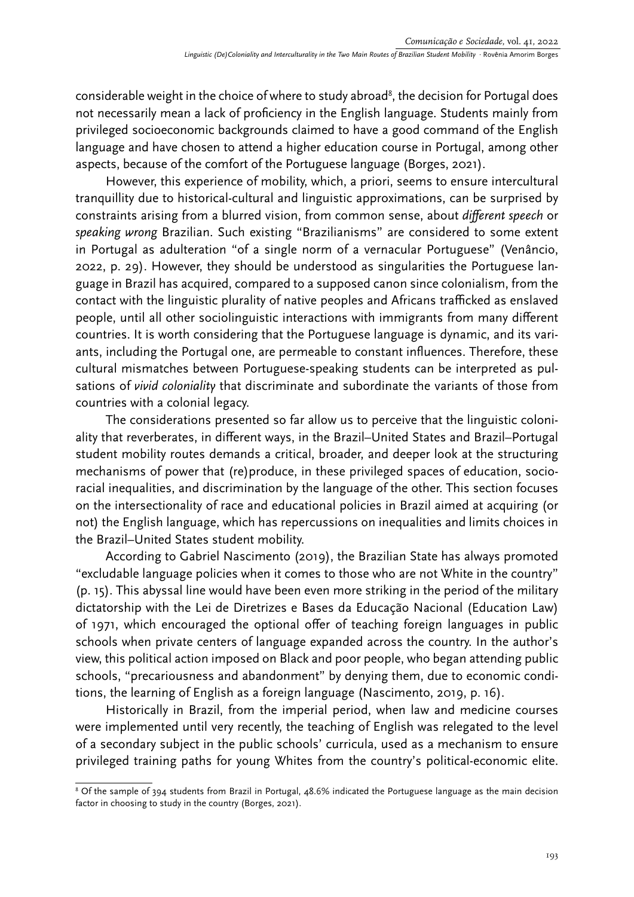considerable weight in the choice of where to study abroad[8], the decision for Portugal does not necessarily mean a lack of proficiency in the English language. Students mainly from privileged socioeconomic backgrounds claimed to have a good command of the English language and have chosen to attend a higher education course in Portugal, among other aspects, because of the comfort of the Portuguese language (Borges, 2021).

However, this experience of mobility, which, a priori, seems to ensure intercultural tranquillity due to historical-cultural and linguistic approximations, can be surprised by constraints arising from a blurred vision, from common sense, about *different speech* or *speaking wrong* Brazilian. Such existing "Brazilianisms" are considered to some extent in Portugal as adulteration "of a single norm of a vernacular Portuguese" (Venâncio, 2022, p. 29). However, they should be understood as singularities the Portuguese language in Brazil has acquired, compared to a supposed canon since colonialism, from the contact with the linguistic plurality of native peoples and Africans trafficked as enslaved people, until all other sociolinguistic interactions with immigrants from many different countries. It is worth considering that the Portuguese language is dynamic, and its variants, including the Portugal one, are permeable to constant influences. Therefore, these cultural mismatches between Portuguese-speaking students can be interpreted as pulsations of *vivid coloniality* that discriminate and subordinate the variants of those from countries with a colonial legacy.

The considerations presented so far allow us to perceive that the linguistic coloniality that reverberates, in different ways, in the Brazil–United States and Brazil–Portugal student mobility routes demands a critical, broader, and deeper look at the structuring mechanisms of power that (re)produce, in these privileged spaces of education, socioracial inequalities, and discrimination by the language of the other. This section focuses on the intersectionality of race and educational policies in Brazil aimed at acquiring (or not) the English language, which has repercussions on inequalities and limits choices in the Brazil–United States student mobility.

According to Gabriel Nascimento (2019), the Brazilian State has always promoted "excludable language policies when it comes to those who are not White in the country" (p. 15). This abyssal line would have been even more striking in the period of the military dictatorship with the Lei de Diretrizes e Bases da Educação Nacional (Education Law) of 1971, which encouraged the optional offer of teaching foreign languages in public schools when private centers of language expanded across the country. In the author's view, this political action imposed on Black and poor people, who began attending public schools, "precariousness and abandonment" by denying them, due to economic conditions, the learning of English as a foreign language (Nascimento, 2019, p. 16).

Historically in Brazil, from the imperial period, when law and medicine courses were implemented until very recently, the teaching of English was relegated to the level of a secondary subject in the public schools' curricula, used as a mechanism to ensure privileged training paths for young Whites from the country's political-economic elite.

[8] Of the sample of 394 students from Brazil in Portugal, 48.6% indicated the Portuguese language as the main decision factor in choosing to study in the country (Borges, 2021).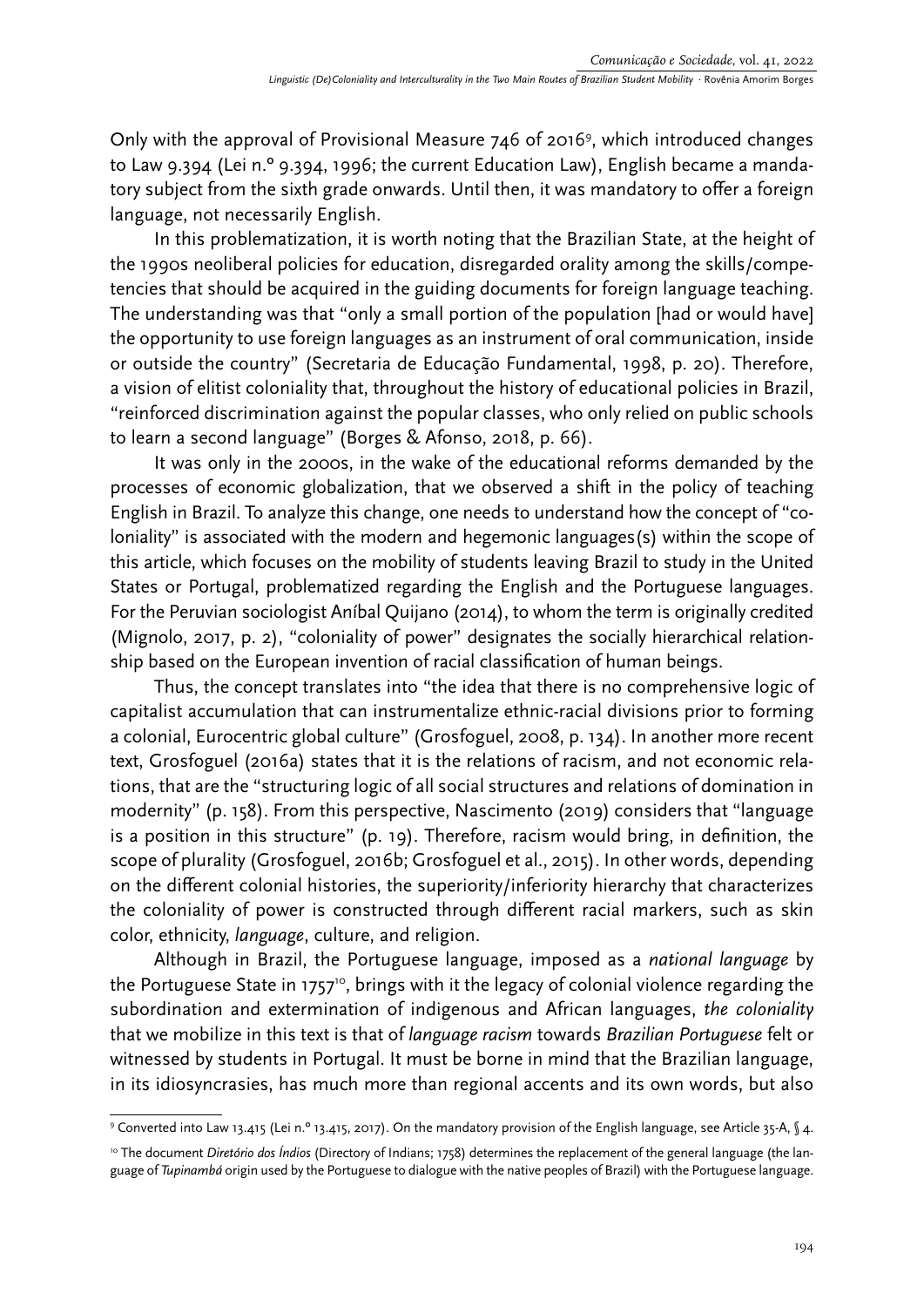Only with the approval of Provisional Measure 746 of 2016[9], which introduced changes to Law 9.394 (Lei n.º 9.394, 1996; the current Education Law), English became a mandatory subject from the sixth grade onwards. Until then, it was mandatory to offer a foreign language, not necessarily English.

In this problematization, it is worth noting that the Brazilian State, at the height of the 1990s neoliberal policies for education, disregarded orality among the skills/competencies that should be acquired in the guiding documents for foreign language teaching. The understanding was that "only a small portion of the population [had or would have] the opportunity to use foreign languages as an instrument of oral communication, inside or outside the country" (Secretaria de Educação Fundamental, 1998, p. 20). Therefore, a vision of elitist coloniality that, throughout the history of educational policies in Brazil, "reinforced discrimination against the popular classes, who only relied on public schools to learn a second language" (Borges & Afonso, 2018, p. 66).

It was only in the 2000s, in the wake of the educational reforms demanded by the processes of economic globalization, that we observed a shift in the policy of teaching English in Brazil. To analyze this change, one needs to understand how the concept of "coloniality" is associated with the modern and hegemonic languages(s) within the scope of this article, which focuses on the mobility of students leaving Brazil to study in the United States or Portugal, problematized regarding the English and the Portuguese languages. For the Peruvian sociologist Aníbal Quijano (2014), to whom the term is originally credited (Mignolo, 2017, p. 2), "coloniality of power" designates the socially hierarchical relationship based on the European invention of racial classification of human beings.

Thus, the concept translates into "the idea that there is no comprehensive logic of capitalist accumulation that can instrumentalize ethnic-racial divisions prior to forming a colonial, Eurocentric global culture" (Grosfoguel, 2008, p. 134). In another more recent text, Grosfoguel (2016a) states that it is the relations of racism, and not economic relations, that are the "structuring logic of all social structures and relations of domination in modernity" (p. 158). From this perspective, Nascimento (2019) considers that "language is a position in this structure" (p. 19). Therefore, racism would bring, in definition, the scope of plurality (Grosfoguel, 2016b; Grosfoguel et al., 2015). In other words, depending on the different colonial histories, the superiority/inferiority hierarchy that characterizes the coloniality of power is constructed through different racial markers, such as skin color, ethnicity, *language*, culture, and religion.

Although in Brazil, the Portuguese language, imposed as a *national language* by the Portuguese State in 1757[10], brings with it the legacy of colonial violence regarding the subordination and extermination of indigenous and African languages, *the coloniality* that we mobilize in this text is that of *language racism* towards *Brazilian Portuguese* felt or witnessed by students in Portugal. It must be borne in mind that the Brazilian language, in its idiosyncrasies, has much more than regional accents and its own words, but also

---

[9] Converted into Law 13.415 (Lei n.º 13.415, 2017). On the mandatory provision of the English language, see Article 35-A, § 4.

[10] The document *Diretório dos Índios* (Directory of Indians; 1758) determines the replacement of the general language (the language of *Tupinambá* origin used by the Portuguese to dialogue with the native peoples of Brazil) with the Portuguese language.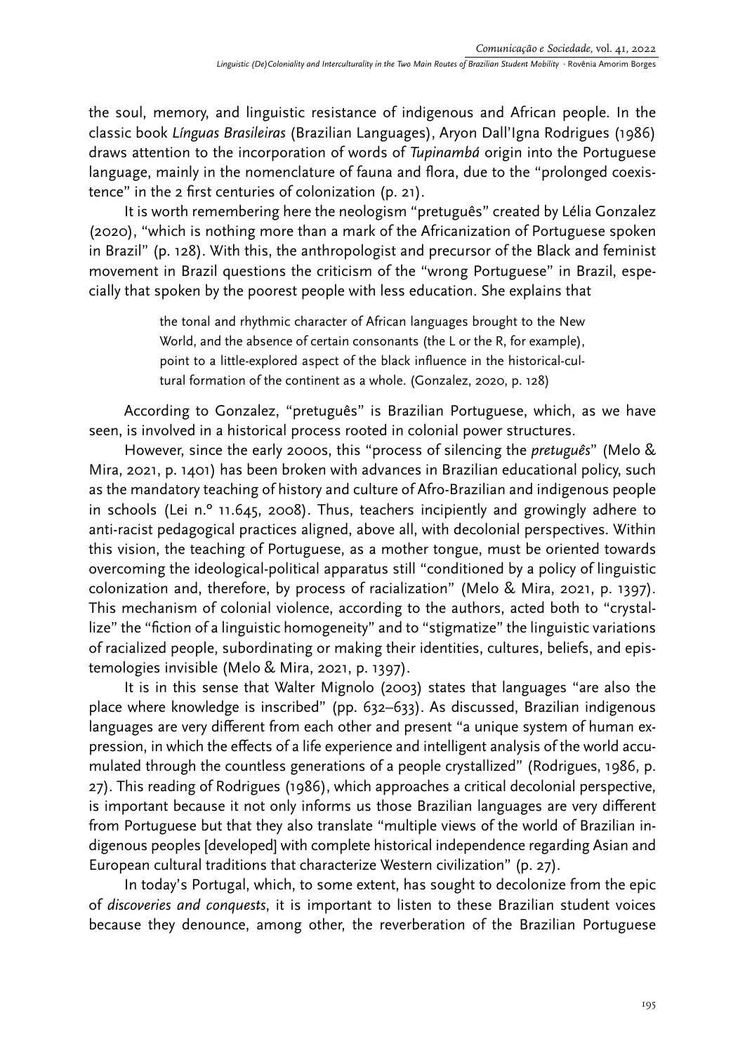the soul, memory, and linguistic resistance of indigenous and African people. In the classic book *Línguas Brasileiras* (Brazilian Languages), Aryon Dall'Igna Rodrigues (1986) draws attention to the incorporation of words of *Tupinambá* origin into the Portuguese language, mainly in the nomenclature of fauna and flora, due to the "prolonged coexistence" in the 2 first centuries of colonization (p. 21).

It is worth remembering here the neologism "pretuguês" created by Lélia Gonzalez (2020), "which is nothing more than a mark of the Africanization of Portuguese spoken in Brazil" (p. 128). With this, the anthropologist and precursor of the Black and feminist movement in Brazil questions the criticism of the "wrong Portuguese" in Brazil, especially that spoken by the poorest people with less education. She explains that

> the tonal and rhythmic character of African languages brought to the New World, and the absence of certain consonants (the L or the R, for example), point to a little-explored aspect of the black influence in the historical-cultural formation of the continent as a whole. (Gonzalez, 2020, p. 128)

According to Gonzalez, "pretuguês" is Brazilian Portuguese, which, as we have seen, is involved in a historical process rooted in colonial power structures.

However, since the early 2000s, this "process of silencing the *pretuguês*" (Melo & Mira, 2021, p. 1401) has been broken with advances in Brazilian educational policy, such as the mandatory teaching of history and culture of Afro-Brazilian and indigenous people in schools (Lei n.º 11.645, 2008). Thus, teachers incipiently and growingly adhere to anti-racist pedagogical practices aligned, above all, with decolonial perspectives. Within this vision, the teaching of Portuguese, as a mother tongue, must be oriented towards overcoming the ideological-political apparatus still "conditioned by a policy of linguistic colonization and, therefore, by process of racialization" (Melo & Mira, 2021, p. 1397). This mechanism of colonial violence, according to the authors, acted both to "crystallize" the "fiction of a linguistic homogeneity" and to "stigmatize" the linguistic variations of racialized people, subordinating or making their identities, cultures, beliefs, and epistemologies invisible (Melo & Mira, 2021, p. 1397).

It is in this sense that Walter Mignolo (2003) states that languages "are also the place where knowledge is inscribed" (pp. 632–633). As discussed, Brazilian indigenous languages are very different from each other and present "a unique system of human expression, in which the effects of a life experience and intelligent analysis of the world accumulated through the countless generations of a people crystallized" (Rodrigues, 1986, p. 27). This reading of Rodrigues (1986), which approaches a critical decolonial perspective, is important because it not only informs us those Brazilian languages are very different from Portuguese but that they also translate "multiple views of the world of Brazilian indigenous peoples [developed] with complete historical independence regarding Asian and European cultural traditions that characterize Western civilization" (p. 27).

In today's Portugal, which, to some extent, has sought to decolonize from the epic of *discoveries and conquests*, it is important to listen to these Brazilian student voices because they denounce, among other, the reverberation of the Brazilian Portuguese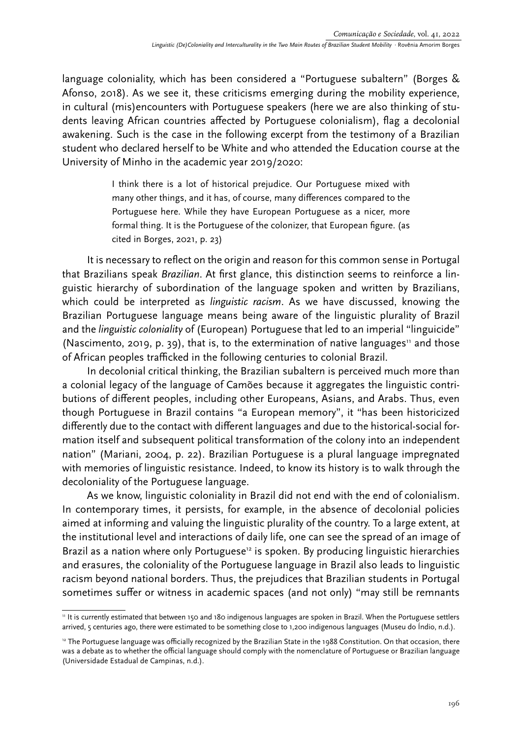language coloniality, which has been considered a "Portuguese subaltern" (Borges & Afonso, 2018). As we see it, these criticisms emerging during the mobility experience, in cultural (mis)encounters with Portuguese speakers (here we are also thinking of students leaving African countries affected by Portuguese colonialism), flag a decolonial awakening. Such is the case in the following excerpt from the testimony of a Brazilian student who declared herself to be White and who attended the Education course at the University of Minho in the academic year 2019/2020:

> I think there is a lot of historical prejudice. Our Portuguese mixed with many other things, and it has, of course, many differences compared to the Portuguese here. While they have European Portuguese as a nicer, more formal thing. It is the Portuguese of the colonizer, that European figure. (as cited in Borges, 2021, p. 23)

It is necessary to reflect on the origin and reason for this common sense in Portugal that Brazilians speak *Brazilian*. At first glance, this distinction seems to reinforce a linguistic hierarchy of subordination of the language spoken and written by Brazilians, which could be interpreted as *linguistic racism*. As we have discussed, knowing the Brazilian Portuguese language means being aware of the linguistic plurality of Brazil and the *linguistic coloniality* of (European) Portuguese that led to an imperial "linguicide" (Nascimento, 2019, p. 39), that is, to the extermination of native languages[11] and those of African peoples trafficked in the following centuries to colonial Brazil.

In decolonial critical thinking, the Brazilian subaltern is perceived much more than a colonial legacy of the language of Camões because it aggregates the linguistic contributions of different peoples, including other Europeans, Asians, and Arabs. Thus, even though Portuguese in Brazil contains "a European memory", it "has been historicized differently due to the contact with different languages and due to the historical-social formation itself and subsequent political transformation of the colony into an independent nation" (Mariani, 2004, p. 22). Brazilian Portuguese is a plural language impregnated with memories of linguistic resistance. Indeed, to know its history is to walk through the decoloniality of the Portuguese language.

As we know, linguistic coloniality in Brazil did not end with the end of colonialism. In contemporary times, it persists, for example, in the absence of decolonial policies aimed at informing and valuing the linguistic plurality of the country. To a large extent, at the institutional level and interactions of daily life, one can see the spread of an image of Brazil as a nation where only Portuguese[12] is spoken. By producing linguistic hierarchies and erasures, the coloniality of the Portuguese language in Brazil also leads to linguistic racism beyond national borders. Thus, the prejudices that Brazilian students in Portugal sometimes suffer or witness in academic spaces (and not only) "may still be remnants

---

[11] It is currently estimated that between 150 and 180 indigenous languages are spoken in Brazil. When the Portuguese settlers arrived, 5 centuries ago, there were estimated to be something close to 1,200 indigenous languages (Museu do Índio, n.d.).

[12] The Portuguese language was officially recognized by the Brazilian State in the 1988 Constitution. On that occasion, there was a debate as to whether the official language should comply with the nomenclature of Portuguese or Brazilian language (Universidade Estadual de Campinas, n.d.).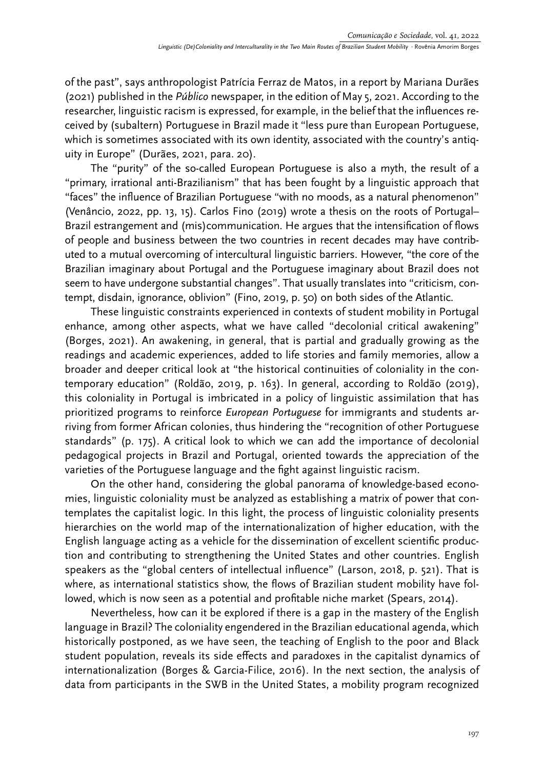of the past", says anthropologist Patrícia Ferraz de Matos, in a report by Mariana Durães (2021) published in the *Público* newspaper, in the edition of May 5, 2021. According to the researcher, linguistic racism is expressed, for example, in the belief that the influences received by (subaltern) Portuguese in Brazil made it "less pure than European Portuguese, which is sometimes associated with its own identity, associated with the country's antiquity in Europe" (Durães, 2021, para. 20).

The "purity" of the so-called European Portuguese is also a myth, the result of a "primary, irrational anti-Brazilianism" that has been fought by a linguistic approach that "faces" the influence of Brazilian Portuguese "with no moods, as a natural phenomenon" (Venâncio, 2022, pp. 13, 15). Carlos Fino (2019) wrote a thesis on the roots of Portugal–Brazil estrangement and (mis)communication. He argues that the intensification of flows of people and business between the two countries in recent decades may have contributed to a mutual overcoming of intercultural linguistic barriers. However, "the core of the Brazilian imaginary about Portugal and the Portuguese imaginary about Brazil does not seem to have undergone substantial changes". That usually translates into "criticism, contempt, disdain, ignorance, oblivion" (Fino, 2019, p. 50) on both sides of the Atlantic.

These linguistic constraints experienced in contexts of student mobility in Portugal enhance, among other aspects, what we have called "decolonial critical awakening" (Borges, 2021). An awakening, in general, that is partial and gradually growing as the readings and academic experiences, added to life stories and family memories, allow a broader and deeper critical look at "the historical continuities of coloniality in the contemporary education" (Roldão, 2019, p. 163). In general, according to Roldão (2019), this coloniality in Portugal is imbricated in a policy of linguistic assimilation that has prioritized programs to reinforce *European Portuguese* for immigrants and students arriving from former African colonies, thus hindering the "recognition of other Portuguese standards" (p. 175). A critical look to which we can add the importance of decolonial pedagogical projects in Brazil and Portugal, oriented towards the appreciation of the varieties of the Portuguese language and the fight against linguistic racism.

On the other hand, considering the global panorama of knowledge-based economies, linguistic coloniality must be analyzed as establishing a matrix of power that contemplates the capitalist logic. In this light, the process of linguistic coloniality presents hierarchies on the world map of the internationalization of higher education, with the English language acting as a vehicle for the dissemination of excellent scientific production and contributing to strengthening the United States and other countries. English speakers as the "global centers of intellectual influence" (Larson, 2018, p. 521). That is where, as international statistics show, the flows of Brazilian student mobility have followed, which is now seen as a potential and profitable niche market (Spears, 2014).

Nevertheless, how can it be explored if there is a gap in the mastery of the English language in Brazil? The coloniality engendered in the Brazilian educational agenda, which historically postponed, as we have seen, the teaching of English to the poor and Black student population, reveals its side effects and paradoxes in the capitalist dynamics of internationalization (Borges & Garcia-Filice, 2016). In the next section, the analysis of data from participants in the SWB in the United States, a mobility program recognized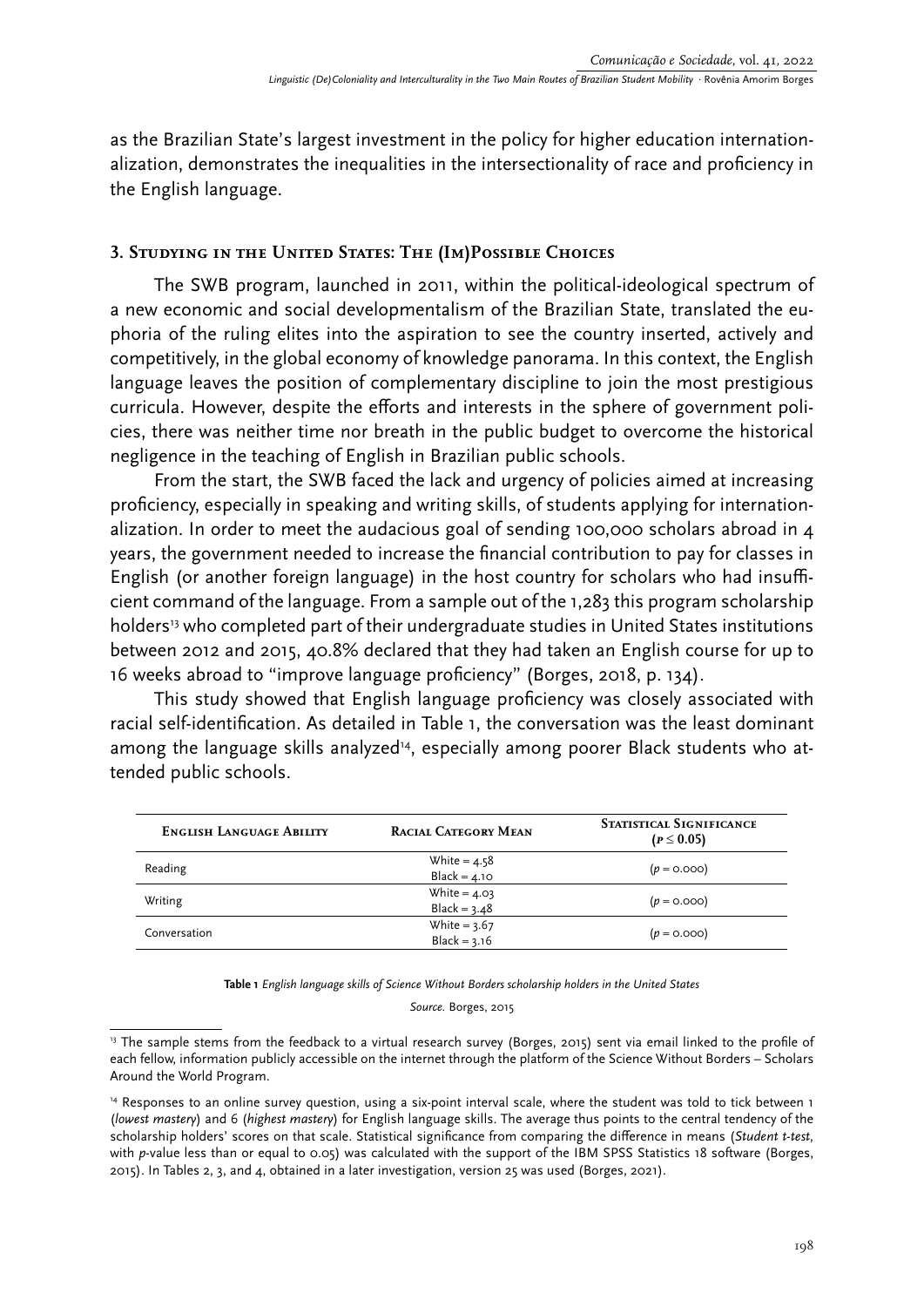as the Brazilian State's largest investment in the policy for higher education internationalization, demonstrates the inequalities in the intersectionality of race and proficiency in the English language.

## 3. Studying in the United States: The (Im)Possible Choices

The SWB program, launched in 2011, within the political-ideological spectrum of a new economic and social developmentalism of the Brazilian State, translated the euphoria of the ruling elites into the aspiration to see the country inserted, actively and competitively, in the global economy of knowledge panorama. In this context, the English language leaves the position of complementary discipline to join the most prestigious curricula. However, despite the efforts and interests in the sphere of government policies, there was neither time nor breath in the public budget to overcome the historical negligence in the teaching of English in Brazilian public schools.

From the start, the SWB faced the lack and urgency of policies aimed at increasing proficiency, especially in speaking and writing skills, of students applying for internationalization. In order to meet the audacious goal of sending 100,000 scholars abroad in 4 years, the government needed to increase the financial contribution to pay for classes in English (or another foreign language) in the host country for scholars who had insufficient command of the language. From a sample out of the 1,283 this program scholarship holders[13] who completed part of their undergraduate studies in United States institutions between 2012 and 2015, 40.8% declared that they had taken an English course for up to 16 weeks abroad to "improve language proficiency" (Borges, 2018, p. 134).

This study showed that English language proficiency was closely associated with racial self-identification. As detailed in Table 1, the conversation was the least dominant among the language skills analyzed[14], especially among poorer Black students who attended public schools.

| English Language Ability | Racial Category Mean | Statistical Significance ($p \leq 0.05$) |
|---|---|---|
| Reading | White = 4.58<br>Black = 4.10 | ($p = 0.000$) |
| Writing | White = 4.03<br>Black = 3.48 | ($p = 0.000$) |
| Conversation | White = 3.67<br>Black = 3.16 | ($p = 0.000$) |

**Table 1** *English language skills of Science Without Borders scholarship holders in the United States*

*Source.* Borges, 2015

[13] The sample stems from the feedback to a virtual research survey (Borges, 2015) sent via email linked to the profile of each fellow, information publicly accessible on the internet through the platform of the Science Without Borders – Scholars Around the World Program.

[14] Responses to an online survey question, using a six-point interval scale, where the student was told to tick between 1 (*lowest mastery*) and 6 (*highest mastery*) for English language skills. The average thus points to the central tendency of the scholarship holders' scores on that scale. Statistical significance from comparing the difference in means (*Student t-test*, with *p*-value less than or equal to 0.05) was calculated with the support of the IBM SPSS Statistics 18 software (Borges, 2015). In Tables 2, 3, and 4, obtained in a later investigation, version 25 was used (Borges, 2021).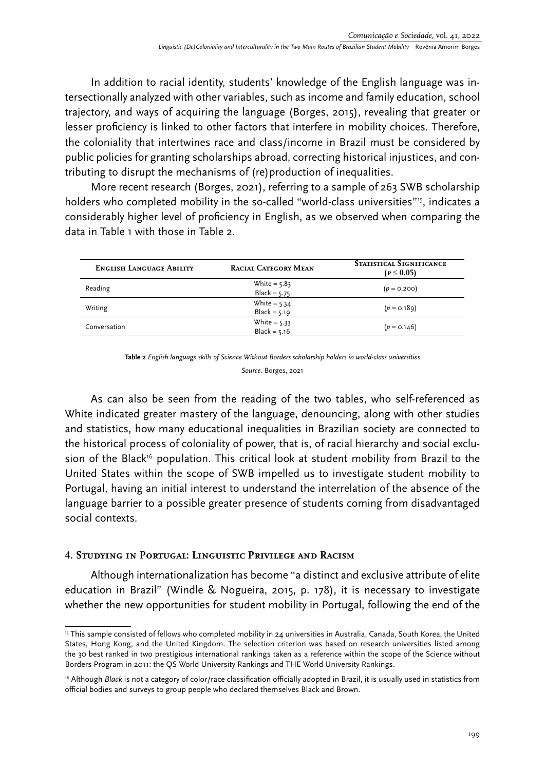In addition to racial identity, students' knowledge of the English language was intersectionally analyzed with other variables, such as income and family education, school trajectory, and ways of acquiring the language (Borges, 2015), revealing that greater or lesser proficiency is linked to other factors that interfere in mobility choices. Therefore, the coloniality that intertwines race and class/income in Brazil must be considered by public policies for granting scholarships abroad, correcting historical injustices, and contributing to disrupt the mechanisms of (re)production of inequalities.

More recent research (Borges, 2021), referring to a sample of 263 SWB scholarship holders who completed mobility in the so-called "world-class universities"[15], indicates a considerably higher level of proficiency in English, as we observed when comparing the data in Table 1 with those in Table 2.

| English Language Ability | Racial Category Mean | Statistical Significance ($p \leq 0.05$) |
|---|---|---|
| Reading | White = 5.83<br>Black = 5.75 | ($p$ = 0.200) |
| Writing | White = 5.34<br>Black = 5.19 | ($p$ = 0.189) |
| Conversation | White = 5.33<br>Black = 5.16 | ($p$ = 0.146) |

**Table 2** *English language skills of Science Without Borders scholarship holders in world-class universities*

*Source.* Borges, 2021

As can also be seen from the reading of the two tables, who self-referenced as White indicated greater mastery of the language, denouncing, along with other studies and statistics, how many educational inequalities in Brazilian society are connected to the historical process of coloniality of power, that is, of racial hierarchy and social exclusion of the Black[16] population. This critical look at student mobility from Brazil to the United States within the scope of SWB impelled us to investigate student mobility to Portugal, having an initial interest to understand the interrelation of the absence of the language barrier to a possible greater presence of students coming from disadvantaged social contexts.

## 4. Studying in Portugal: Linguistic Privilege and Racism

Although internationalization has become "a distinct and exclusive attribute of elite education in Brazil" (Windle & Nogueira, 2015, p. 178), it is necessary to investigate whether the new opportunities for student mobility in Portugal, following the end of the

[15] This sample consisted of fellows who completed mobility in 24 universities in Australia, Canada, South Korea, the United States, Hong Kong, and the United Kingdom. The selection criterion was based on research universities listed among the 30 best ranked in two prestigious international rankings taken as a reference within the scope of the Science without Borders Program in 2011: the QS World University Rankings and THE World University Rankings.

[16] Although *Black* is not a category of color/race classification officially adopted in Brazil, it is usually used in statistics from official bodies and surveys to group people who declared themselves Black and Brown.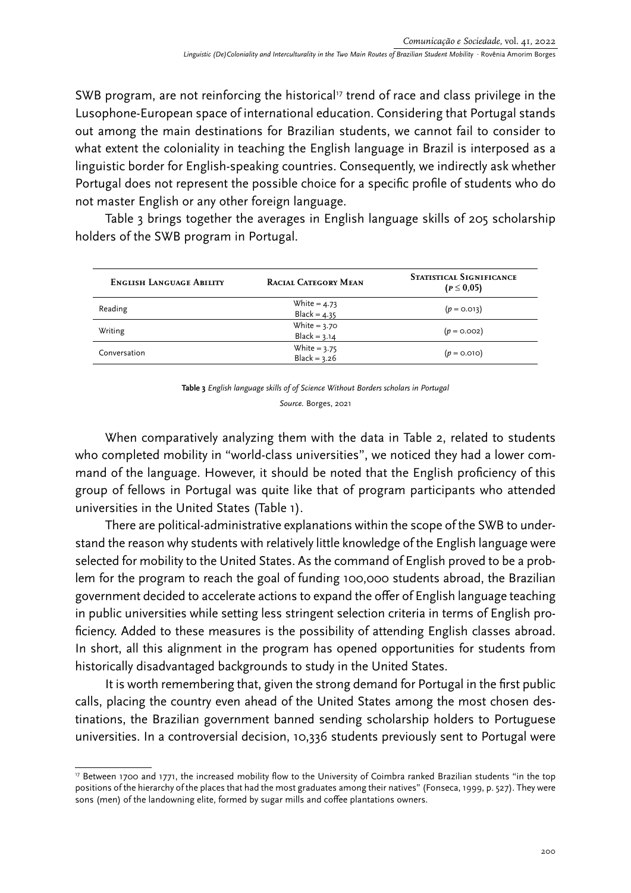SWB program, are not reinforcing the historical[17] trend of race and class privilege in the Lusophone-European space of international education. Considering that Portugal stands out among the main destinations for Brazilian students, we cannot fail to consider to what extent the coloniality in teaching the English language in Brazil is interposed as a linguistic border for English-speaking countries. Consequently, we indirectly ask whether Portugal does not represent the possible choice for a specific profile of students who do not master English or any other foreign language.

Table 3 brings together the averages in English language skills of 205 scholarship holders of the SWB program in Portugal.

| English Language Ability | Racial Category Mean | Statistical Significance ($p \leq 0,05$) |
|---|---|---|
| Reading | White = 4.73<br>Black = 4.35 | ($p$ = 0.013) |
| Writing | White = 3.70<br>Black = 3.14 | ($p$ = 0.002) |
| Conversation | White = 3.75<br>Black = 3.26 | ($p$ = 0.010) |

**Table 3** *English language skills of of Science Without Borders scholars in Portugal*

*Source.* Borges, 2021

When comparatively analyzing them with the data in Table 2, related to students who completed mobility in "world-class universities", we noticed they had a lower command of the language. However, it should be noted that the English proficiency of this group of fellows in Portugal was quite like that of program participants who attended universities in the United States (Table 1).

There are political-administrative explanations within the scope of the SWB to understand the reason why students with relatively little knowledge of the English language were selected for mobility to the United States. As the command of English proved to be a problem for the program to reach the goal of funding 100,000 students abroad, the Brazilian government decided to accelerate actions to expand the offer of English language teaching in public universities while setting less stringent selection criteria in terms of English proficiency. Added to these measures is the possibility of attending English classes abroad. In short, all this alignment in the program has opened opportunities for students from historically disadvantaged backgrounds to study in the United States.

It is worth remembering that, given the strong demand for Portugal in the first public calls, placing the country even ahead of the United States among the most chosen destinations, the Brazilian government banned sending scholarship holders to Portuguese universities. In a controversial decision, 10,336 students previously sent to Portugal were

[17] Between 1700 and 1771, the increased mobility flow to the University of Coimbra ranked Brazilian students "in the top positions of the hierarchy of the places that had the most graduates among their natives" (Fonseca, 1999, p. 527). They were sons (men) of the landowning elite, formed by sugar mills and coffee plantations owners.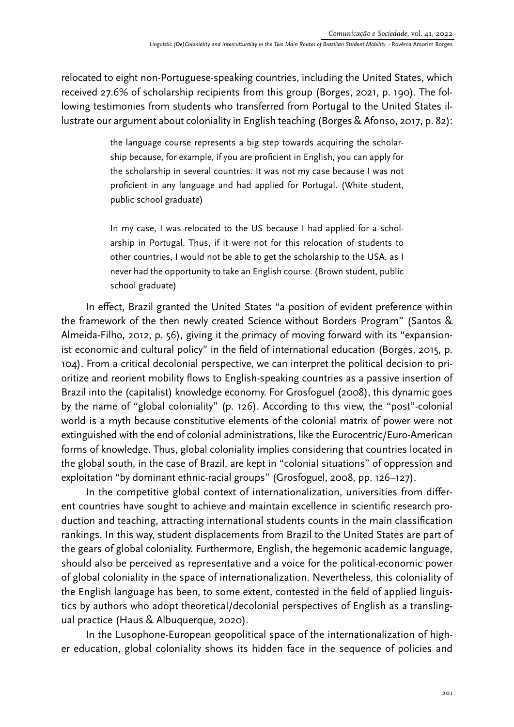relocated to eight non-Portuguese-speaking countries, including the United States, which received 27.6% of scholarship recipients from this group (Borges, 2021, p. 190). The following testimonies from students who transferred from Portugal to the United States illustrate our argument about coloniality in English teaching (Borges & Afonso, 2017, p. 82):

> the language course represents a big step towards acquiring the scholarship because, for example, if you are proficient in English, you can apply for the scholarship in several countries. It was not my case because I was not proficient in any language and had applied for Portugal. (White student, public school graduate)

> In my case, I was relocated to the US because I had applied for a scholarship in Portugal. Thus, if it were not for this relocation of students to other countries, I would not be able to get the scholarship to the USA, as I never had the opportunity to take an English course. (Brown student, public school graduate)

In effect, Brazil granted the United States "a position of evident preference within the framework of the then newly created Science without Borders Program" (Santos & Almeida-Filho, 2012, p. 56), giving it the primacy of moving forward with its "expansionist economic and cultural policy" in the field of international education (Borges, 2015, p. 104). From a critical decolonial perspective, we can interpret the political decision to prioritize and reorient mobility flows to English-speaking countries as a passive insertion of Brazil into the (capitalist) knowledge economy. For Grosfoguel (2008), this dynamic goes by the name of "global coloniality" (p. 126). According to this view, the "post"-colonial world is a myth because constitutive elements of the colonial matrix of power were not extinguished with the end of colonial administrations, like the Eurocentric/Euro-American forms of knowledge. Thus, global coloniality implies considering that countries located in the global south, in the case of Brazil, are kept in "colonial situations" of oppression and exploitation "by dominant ethnic-racial groups" (Grosfoguel, 2008, pp. 126–127).

In the competitive global context of internationalization, universities from different countries have sought to achieve and maintain excellence in scientific research production and teaching, attracting international students counts in the main classification rankings. In this way, student displacements from Brazil to the United States are part of the gears of global coloniality. Furthermore, English, the hegemonic academic language, should also be perceived as representative and a voice for the political-economic power of global coloniality in the space of internationalization. Nevertheless, this coloniality of the English language has been, to some extent, contested in the field of applied linguistics by authors who adopt theoretical/decolonial perspectives of English as a translingual practice (Haus & Albuquerque, 2020).

In the Lusophone-European geopolitical space of the internationalization of higher education, global coloniality shows its hidden face in the sequence of policies and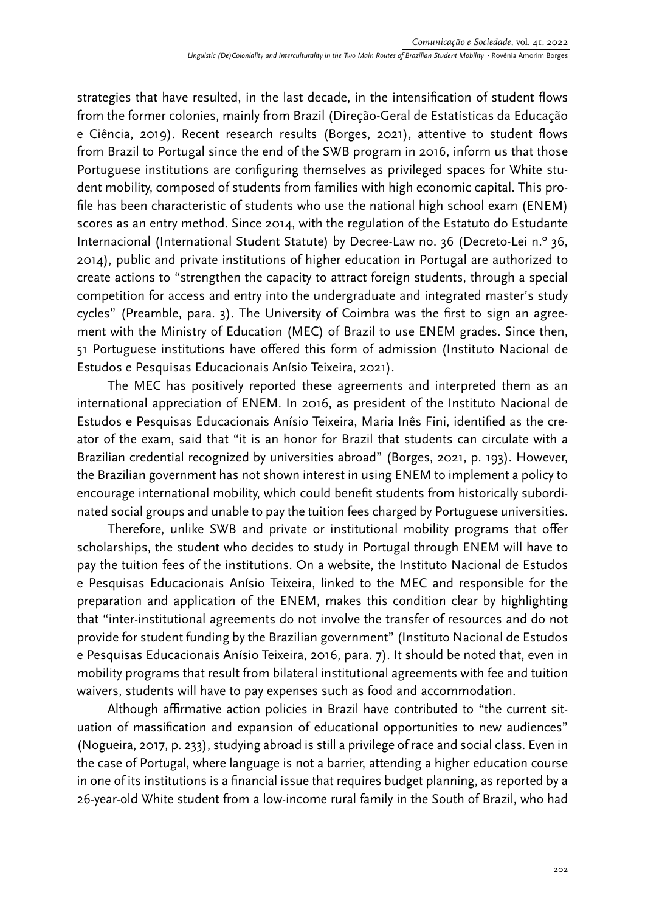strategies that have resulted, in the last decade, in the intensification of student flows from the former colonies, mainly from Brazil (Direção-Geral de Estatísticas da Educação e Ciência, 2019). Recent research results (Borges, 2021), attentive to student flows from Brazil to Portugal since the end of the SWB program in 2016, inform us that those Portuguese institutions are configuring themselves as privileged spaces for White student mobility, composed of students from families with high economic capital. This profile has been characteristic of students who use the national high school exam (ENEM) scores as an entry method. Since 2014, with the regulation of the Estatuto do Estudante Internacional (International Student Statute) by Decree-Law no. 36 (Decreto-Lei n.º 36, 2014), public and private institutions of higher education in Portugal are authorized to create actions to "strengthen the capacity to attract foreign students, through a special competition for access and entry into the undergraduate and integrated master's study cycles" (Preamble, para. 3). The University of Coimbra was the first to sign an agreement with the Ministry of Education (MEC) of Brazil to use ENEM grades. Since then, 51 Portuguese institutions have offered this form of admission (Instituto Nacional de Estudos e Pesquisas Educacionais Anísio Teixeira, 2021).

The MEC has positively reported these agreements and interpreted them as an international appreciation of ENEM. In 2016, as president of the Instituto Nacional de Estudos e Pesquisas Educacionais Anísio Teixeira, Maria Inês Fini, identified as the creator of the exam, said that "it is an honor for Brazil that students can circulate with a Brazilian credential recognized by universities abroad" (Borges, 2021, p. 193). However, the Brazilian government has not shown interest in using ENEM to implement a policy to encourage international mobility, which could benefit students from historically subordinated social groups and unable to pay the tuition fees charged by Portuguese universities.

Therefore, unlike SWB and private or institutional mobility programs that offer scholarships, the student who decides to study in Portugal through ENEM will have to pay the tuition fees of the institutions. On a website, the Instituto Nacional de Estudos e Pesquisas Educacionais Anísio Teixeira, linked to the MEC and responsible for the preparation and application of the ENEM, makes this condition clear by highlighting that "inter-institutional agreements do not involve the transfer of resources and do not provide for student funding by the Brazilian government" (Instituto Nacional de Estudos e Pesquisas Educacionais Anísio Teixeira, 2016, para. 7). It should be noted that, even in mobility programs that result from bilateral institutional agreements with fee and tuition waivers, students will have to pay expenses such as food and accommodation.

Although affirmative action policies in Brazil have contributed to "the current situation of massification and expansion of educational opportunities to new audiences" (Nogueira, 2017, p. 233), studying abroad is still a privilege of race and social class. Even in the case of Portugal, where language is not a barrier, attending a higher education course in one of its institutions is a financial issue that requires budget planning, as reported by a 26-year-old White student from a low-income rural family in the South of Brazil, who had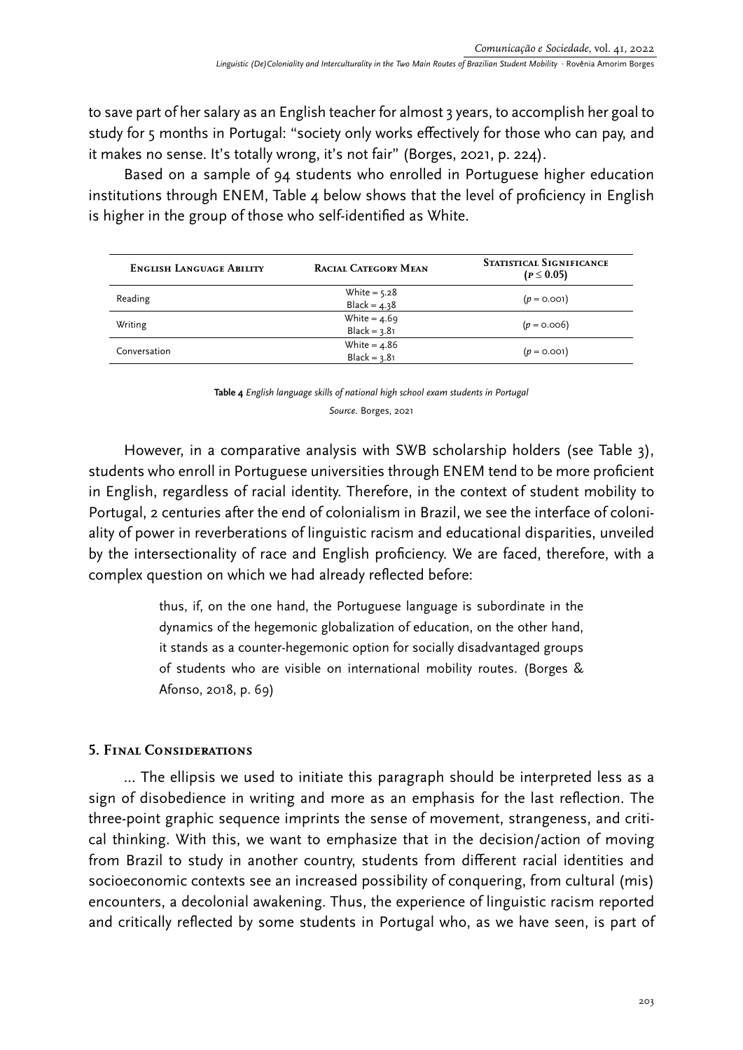to save part of her salary as an English teacher for almost 3 years, to accomplish her goal to study for 5 months in Portugal: "society only works effectively for those who can pay, and it makes no sense. It's totally wrong, it's not fair" (Borges, 2021, p. 224).

Based on a sample of 94 students who enrolled in Portuguese higher education institutions through ENEM, Table 4 below shows that the level of proficiency in English is higher in the group of those who self-identified as White.

| English Language Ability | Racial Category Mean | Statistical Significance ($p \leq 0.05$) |
| --- | --- | --- |
| Reading | White = 5.28<br>Black = 4.38 | ($p = 0.001$) |
| Writing | White = 4.69<br>Black = 3.81 | ($p = 0.006$) |
| Conversation | White = 4.86<br>Black = 3.81 | ($p = 0.001$) |

**Table 4** *English language skills of national high school exam students in Portugal*

*Source.* Borges, 2021

However, in a comparative analysis with SWB scholarship holders (see Table 3), students who enroll in Portuguese universities through ENEM tend to be more proficient in English, regardless of racial identity. Therefore, in the context of student mobility to Portugal, 2 centuries after the end of colonialism in Brazil, we see the interface of coloniality of power in reverberations of linguistic racism and educational disparities, unveiled by the intersectionality of race and English proficiency. We are faced, therefore, with a complex question on which we had already reflected before:

> thus, if, on the one hand, the Portuguese language is subordinate in the dynamics of the hegemonic globalization of education, on the other hand, it stands as a counter-hegemonic option for socially disadvantaged groups of students who are visible on international mobility routes. (Borges & Afonso, 2018, p. 69)

## 5. Final Considerations

... The ellipsis we used to initiate this paragraph should be interpreted less as a sign of disobedience in writing and more as an emphasis for the last reflection. The three-point graphic sequence imprints the sense of movement, strangeness, and critical thinking. With this, we want to emphasize that in the decision/action of moving from Brazil to study in another country, students from different racial identities and socioeconomic contexts see an increased possibility of conquering, from cultural (mis) encounters, a decolonial awakening. Thus, the experience of linguistic racism reported and critically reflected by some students in Portugal who, as we have seen, is part of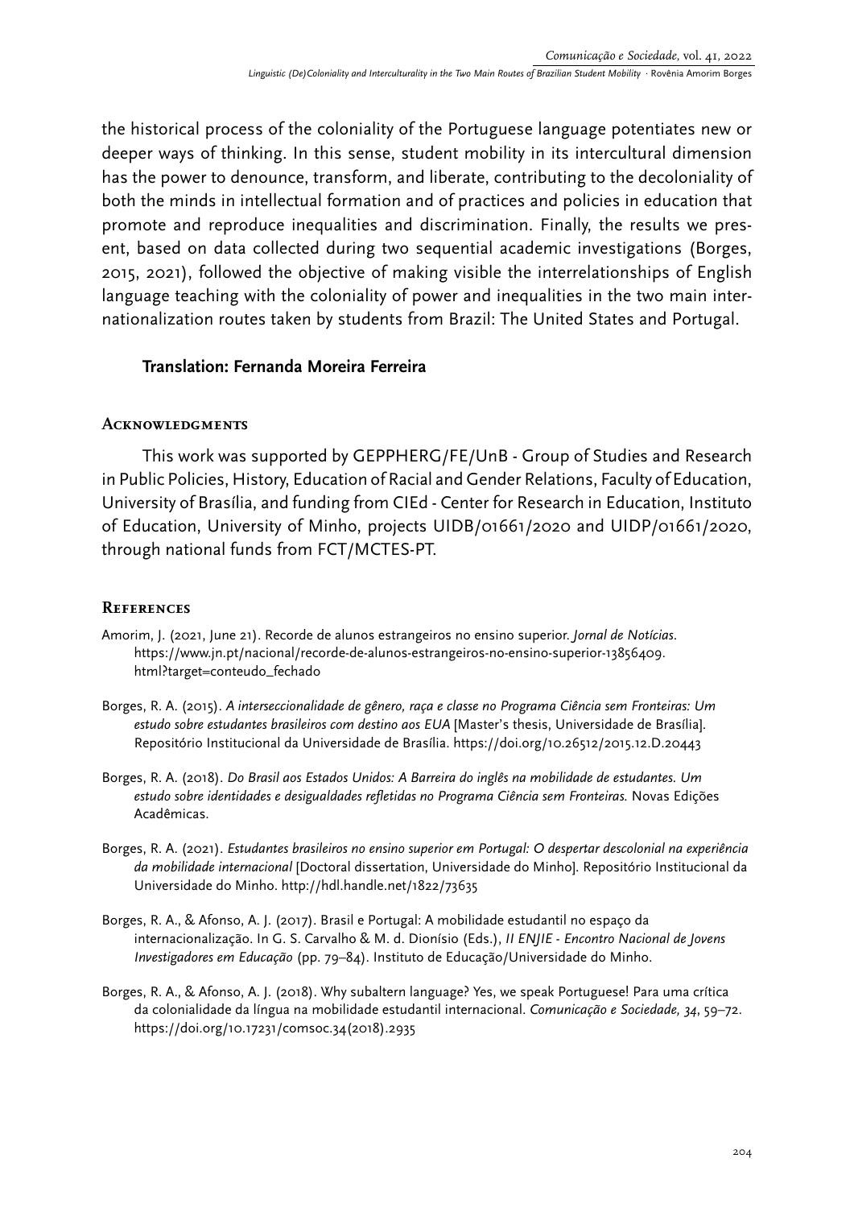the historical process of the coloniality of the Portuguese language potentiates new or deeper ways of thinking. In this sense, student mobility in its intercultural dimension has the power to denounce, transform, and liberate, contributing to the decoloniality of both the minds in intellectual formation and of practices and policies in education that promote and reproduce inequalities and discrimination. Finally, the results we present, based on data collected during two sequential academic investigations (Borges, 2015, 2021), followed the objective of making visible the interrelationships of English language teaching with the coloniality of power and inequalities in the two main internationalization routes taken by students from Brazil: The United States and Portugal.

**Translation: Fernanda Moreira Ferreira**

## Acknowledgments

This work was supported by GEPPHERG/FE/UnB - Group of Studies and Research in Public Policies, History, Education of Racial and Gender Relations, Faculty of Education, University of Brasília, and funding from CIEd - Center for Research in Education, Instituto of Education, University of Minho, projects UIDB/01661/2020 and UIDP/01661/2020, through national funds from FCT/MCTES-PT.

## References

Amorim, J. (2021, June 21). Recorde de alunos estrangeiros no ensino superior. *Jornal de Notícias*. https://www.jn.pt/nacional/recorde-de-alunos-estrangeiros-no-ensino-superior-13856409.html?target=conteudo_fechado

Borges, R. A. (2015). *A interseccionalidade de gênero, raça e classe no Programa Ciência sem Fronteiras: Um estudo sobre estudantes brasileiros com destino aos EUA* [Master's thesis, Universidade de Brasília]. Repositório Institucional da Universidade de Brasília. https://doi.org/10.26512/2015.12.D.20443

Borges, R. A. (2018). *Do Brasil aos Estados Unidos: A Barreira do inglês na mobilidade de estudantes. Um estudo sobre identidades e desigualdades refletidas no Programa Ciência sem Fronteiras.* Novas Edições Acadêmicas.

Borges, R. A. (2021). *Estudantes brasileiros no ensino superior em Portugal: O despertar descolonial na experiência da mobilidade internacional* [Doctoral dissertation, Universidade do Minho]. Repositório Institucional da Universidade do Minho. http://hdl.handle.net/1822/73635

Borges, R. A., & Afonso, A. J. (2017). Brasil e Portugal: A mobilidade estudantil no espaço da internacionalização. In G. S. Carvalho & M. d. Dionísio (Eds.), *II ENJIE - Encontro Nacional de Jovens Investigadores em Educação* (pp. 79–84). Instituto de Educação/Universidade do Minho.

Borges, R. A., & Afonso, A. J. (2018). Why subaltern language? Yes, we speak Portuguese! Para uma crítica da colonialidade da língua na mobilidade estudantil internacional. *Comunicação e Sociedade, 34*, 59–72. https://doi.org/10.17231/comsoc.34(2018).2935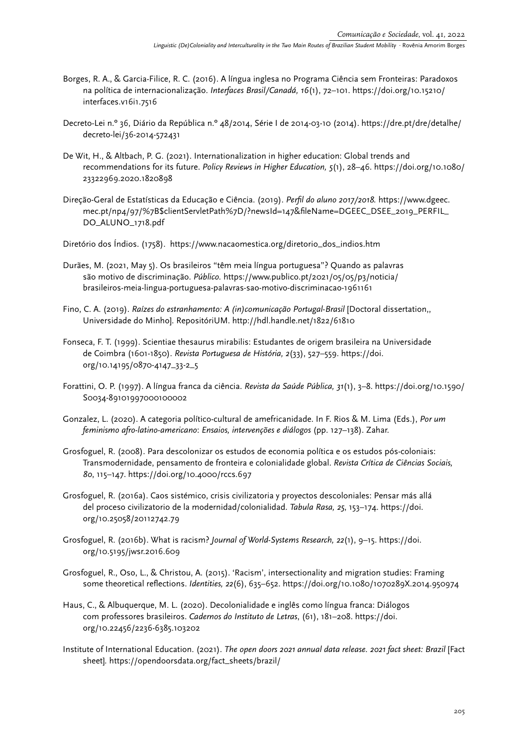Borges, R. A., & Garcia-Filice, R. C. (2016). A língua inglesa no Programa Ciência sem Fronteiras: Paradoxos na política de internacionalização. *Interfaces Brasil/Canadá, 16*(1), 72–101. https://doi.org/10.15210/interfaces.v16i1.7516

Decreto-Lei n.º 36, Diário da República n.º 48/2014, Série I de 2014-03-10 (2014). https://dre.pt/dre/detalhe/decreto-lei/36-2014-572431

De Wit, H., & Altbach, P. G. (2021). Internationalization in higher education: Global trends and recommendations for its future. *Policy Reviews in Higher Education, 5*(1), 28–46. https://doi.org/10.1080/23322969.2020.1820898

Direção-Geral de Estatísticas da Educação e Ciência. (2019). *Perfil do aluno 2017/2018.* https://www.dgeec.mec.pt/np4/97/%7B$clientServletPath%7D/?newsId=147&fileName=DGEEC_DSEE_2019_PERFIL_DO_ALUNO_1718.pdf

Diretório dos Índios. (1758). https://www.nacaomestica.org/diretorio_dos_indios.htm

Durães, M. (2021, May 5). Os brasileiros "têm meia língua portuguesa"? Quando as palavras são motivo de discriminação. *Público.* https://www.publico.pt/2021/05/05/p3/noticia/brasileiros-meia-lingua-portuguesa-palavras-sao-motivo-discriminacao-1961161

Fino, C. A. (2019). *Raízes do estranhamento: A (in)comunicação Portugal-Brasil* [Doctoral dissertation,, Universidade do Minho]. RepositóriUM. http://hdl.handle.net/1822/61810

Fonseca, F. T. (1999). Scientiae thesaurus mirabilis: Estudantes de origem brasileira na Universidade de Coimbra (1601-1850). *Revista Portuguesa de História, 2*(33), 527–559. https://doi.org/10.14195/0870-4147_33-2_5

Forattini, O. P. (1997). A língua franca da ciência. *Revista da Saúde Pública, 31*(1), 3–8. https://doi.org/10.1590/S0034-89101997000100002

Gonzalez, L. (2020). A categoria político-cultural de amefricanidade. In F. Rios & M. Lima (Eds.), *Por um feminismo afro-latino-americano*: *Ensaios, intervenções e diálogos* (pp. 127–138). Zahar.

Grosfoguel, R. (2008). Para descolonizar os estudos de economia política e os estudos pós-coloniais: Transmodernidade, pensamento de fronteira e colonialidade global. *Revista Crítica de Ciências Sociais, 80*, 115–147. https://doi.org/10.4000/rccs.697

Grosfoguel, R. (2016a). Caos sistémico, crisis civilizatoria y proyectos descoloniales: Pensar más allá del proceso civilizatorio de la modernidad/colonialidad. *Tabula Rasa, 25*, 153–174. https://doi.org/10.25058/20112742.79

Grosfoguel, R. (2016b). What is racism? *Journal of World-Systems Research, 22*(1), 9–15. https://doi.org/10.5195/jwsr.2016.609

Grosfoguel, R., Oso, L., & Christou, A. (2015). 'Racism', intersectionality and migration studies: Framing some theoretical reflections. *Identities, 22*(6), 635–652. https://doi.org/10.1080/1070289X.2014.950974

Haus, C., & Albuquerque, M. L. (2020). Decolonialidade e inglês como língua franca: Diálogos com professores brasileiros. *Cadernos do Instituto de Letras*, (61), 181–208. https://doi.org/10.22456/2236-6385.103202

Institute of International Education. (2021). *The open doors 2021 annual data release. 2021 fact sheet: Brazil* [Fact sheet]. https://opendoorsdata.org/fact_sheets/brazil/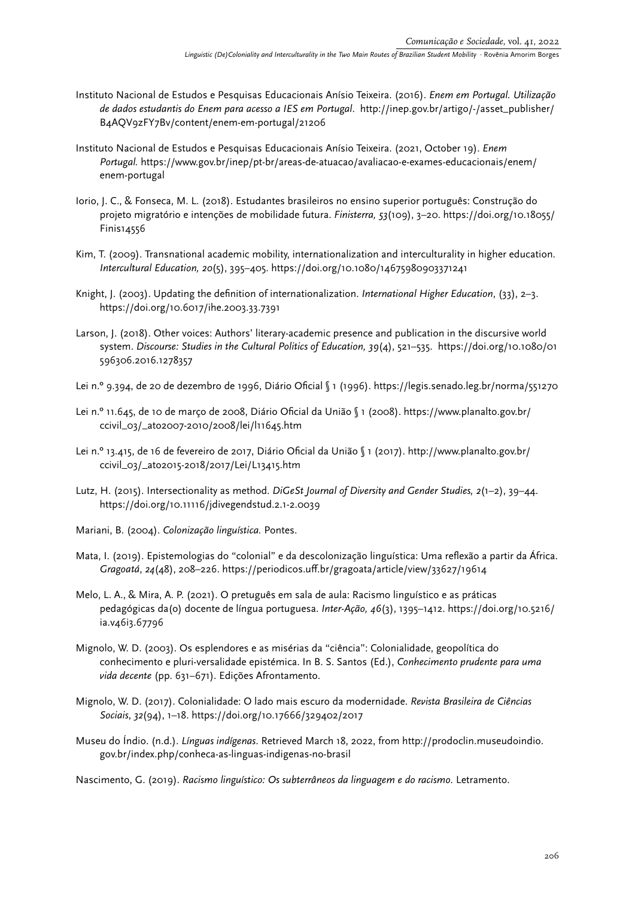Instituto Nacional de Estudos e Pesquisas Educacionais Anísio Teixeira. (2016). *Enem em Portugal. Utilização de dados estudantis do Enem para acesso a IES em Portugal*. http://inep.gov.br/artigo/-/asset_publisher/B4AQV9zFY7Bv/content/enem-em-portugal/21206

Instituto Nacional de Estudos e Pesquisas Educacionais Anísio Teixeira. (2021, October 19). *Enem Portugal*. https://www.gov.br/inep/pt-br/areas-de-atuacao/avaliacao-e-exames-educacionais/enem/enem-portugal

Iorio, J. C., & Fonseca, M. L. (2018). Estudantes brasileiros no ensino superior português: Construção do projeto migratório e intenções de mobilidade futura. *Finisterra, 53*(109), 3–20. https://doi.org/10.18055/Finis14556

Kim, T. (2009). Transnational academic mobility, internationalization and interculturality in higher education. *Intercultural Education, 20*(5), 395–405. https://doi.org/10.1080/14675980903371241

Knight, J. (2003). Updating the definition of internationalization. *International Higher Education*, (33), 2–3. https://doi.org/10.6017/ihe.2003.33.7391

Larson, J. (2018). Other voices: Authors' literary-academic presence and publication in the discursive world system. *Discourse: Studies in the Cultural Politics of Education, 39*(4), 521–535. https://doi.org/10.1080/01596306.2016.1278357

Lei n.º 9.394, de 20 de dezembro de 1996, Diário Oficial § 1 (1996). https://legis.senado.leg.br/norma/551270

Lei n.º 11.645, de 10 de março de 2008, Diário Oficial da União § 1 (2008). https://www.planalto.gov.br/ccivil_03/_ato2007-2010/2008/lei/l11645.htm

Lei n.º 13.415, de 16 de fevereiro de 2017, Diário Oficial da União § 1 (2017). http://www.planalto.gov.br/ccivil_03/_ato2015-2018/2017/Lei/L13415.htm

Lutz, H. (2015). Intersectionality as method. *DiGeSt Journal of Diversity and Gender Studies, 2*(1–2), 39–44. https://doi.org/10.11116/jdivegendstud.2.1-2.0039

Mariani, B. (2004). *Colonização linguística*. Pontes.

Mata, I. (2019). Epistemologias do "colonial" e da descolonização linguística: Uma reflexão a partir da África. *Gragoatá*, *24*(48), 208–226. https://periodicos.uff.br/gragoata/article/view/33627/19614

Melo, L. A., & Mira, A. P. (2021). O pretuguês em sala de aula: Racismo linguístico e as práticas pedagógicas da(o) docente de língua portuguesa. *Inter-Ação, 46*(3), 1395–1412. https://doi.org/10.5216/ia.v46i3.67796

Mignolo, W. D. (2003). Os esplendores e as misérias da "ciência": Colonialidade, geopolítica do conhecimento e pluri-versalidade epistémica. In B. S. Santos (Ed.), *Conhecimento prudente para uma vida decente* (pp. 631–671). Edições Afrontamento.

Mignolo, W. D. (2017). Colonialidade: O lado mais escuro da modernidade. *Revista Brasileira de Ciências Sociais*, *32*(94), 1–18. https://doi.org/10.17666/329402/2017

Museu do Índio. (n.d.). *Línguas indígenas*. Retrieved March 18, 2022, from http://prodoclin.museudoindio.gov.br/index.php/conheca-as-linguas-indigenas-no-brasil

Nascimento, G. (2019). *Racismo linguístico: Os subterrâneos da linguagem e do racismo*. Letramento.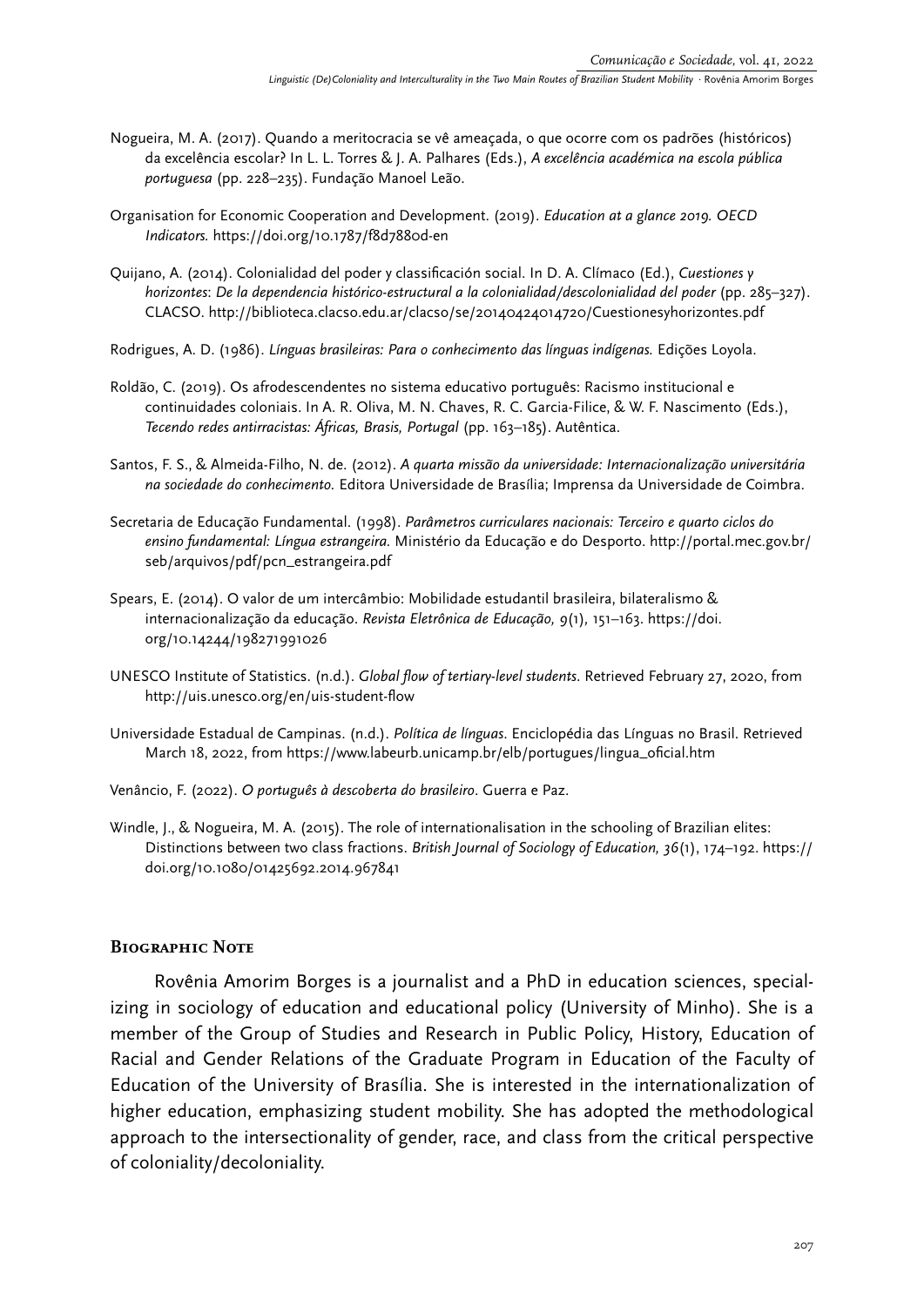Nogueira, M. A. (2017). Quando a meritocracia se vê ameaçada, o que ocorre com os padrões (históricos) da excelência escolar? In L. L. Torres & J. A. Palhares (Eds.), *A excelência académica na escola pública portuguesa* (pp. 228–235). Fundação Manoel Leão.

Organisation for Economic Cooperation and Development. (2019). *Education at a glance 2019. OECD Indicators.* https://doi.org/10.1787/f8d7880d-en

Quijano, A. (2014). Colonialidad del poder y classificación social. In D. A. Clímaco (Ed.), *Cuestiones y horizontes*: *De la dependencia histórico-estructural a la colonialidad/descolonialidad del poder* (pp. 285–327). CLACSO. http://biblioteca.clacso.edu.ar/clacso/se/20140424014720/Cuestionesyhorizontes.pdf

Rodrigues, A. D. (1986). *Línguas brasileiras: Para o conhecimento das línguas indígenas.* Edições Loyola.

Roldão, C. (2019). Os afrodescendentes no sistema educativo português: Racismo institucional e continuidades coloniais. In A. R. Oliva, M. N. Chaves, R. C. Garcia-Filice, & W. F. Nascimento (Eds.), *Tecendo redes antirracistas: Áfricas, Brasis, Portugal* (pp. 163–185). Autêntica.

Santos, F. S., & Almeida-Filho, N. de. (2012). *A quarta missão da universidade: Internacionalização universitária na sociedade do conhecimento.* Editora Universidade de Brasília; Imprensa da Universidade de Coimbra.

Secretaria de Educação Fundamental. (1998). *Parâmetros curriculares nacionais: Terceiro e quarto ciclos do ensino fundamental: Língua estrangeira.* Ministério da Educação e do Desporto. http://portal.mec.gov.br/seb/arquivos/pdf/pcn_estrangeira.pdf

Spears, E. (2014). O valor de um intercâmbio: Mobilidade estudantil brasileira, bilateralismo & internacionalização da educação. *Revista Eletrônica de Educação, 9*(1), 151–163. https://doi.org/10.14244/198271991026

UNESCO Institute of Statistics. (n.d.). *Global flow of tertiary-level students*. Retrieved February 27, 2020, from http://uis.unesco.org/en/uis-student-flow

Universidade Estadual de Campinas. (n.d.). *Política de línguas*. Enciclopédia das Línguas no Brasil. Retrieved March 18, 2022, from https://www.labeurb.unicamp.br/elb/portugues/lingua_oficial.htm

Venâncio, F. (2022). *O português à descoberta do brasileiro*. Guerra e Paz.

Windle, J., & Nogueira, M. A. (2015). The role of internationalisation in the schooling of Brazilian elites: Distinctions between two class fractions. *British Journal of Sociology of Education, 36*(1), 174–192. https://doi.org/10.1080/01425692.2014.967841

## Biographic Note

Rovênia Amorim Borges is a journalist and a PhD in education sciences, specializing in sociology of education and educational policy (University of Minho). She is a member of the Group of Studies and Research in Public Policy, History, Education of Racial and Gender Relations of the Graduate Program in Education of the Faculty of Education of the University of Brasília. She is interested in the internationalization of higher education, emphasizing student mobility. She has adopted the methodological approach to the intersectionality of gender, race, and class from the critical perspective of coloniality/decoloniality.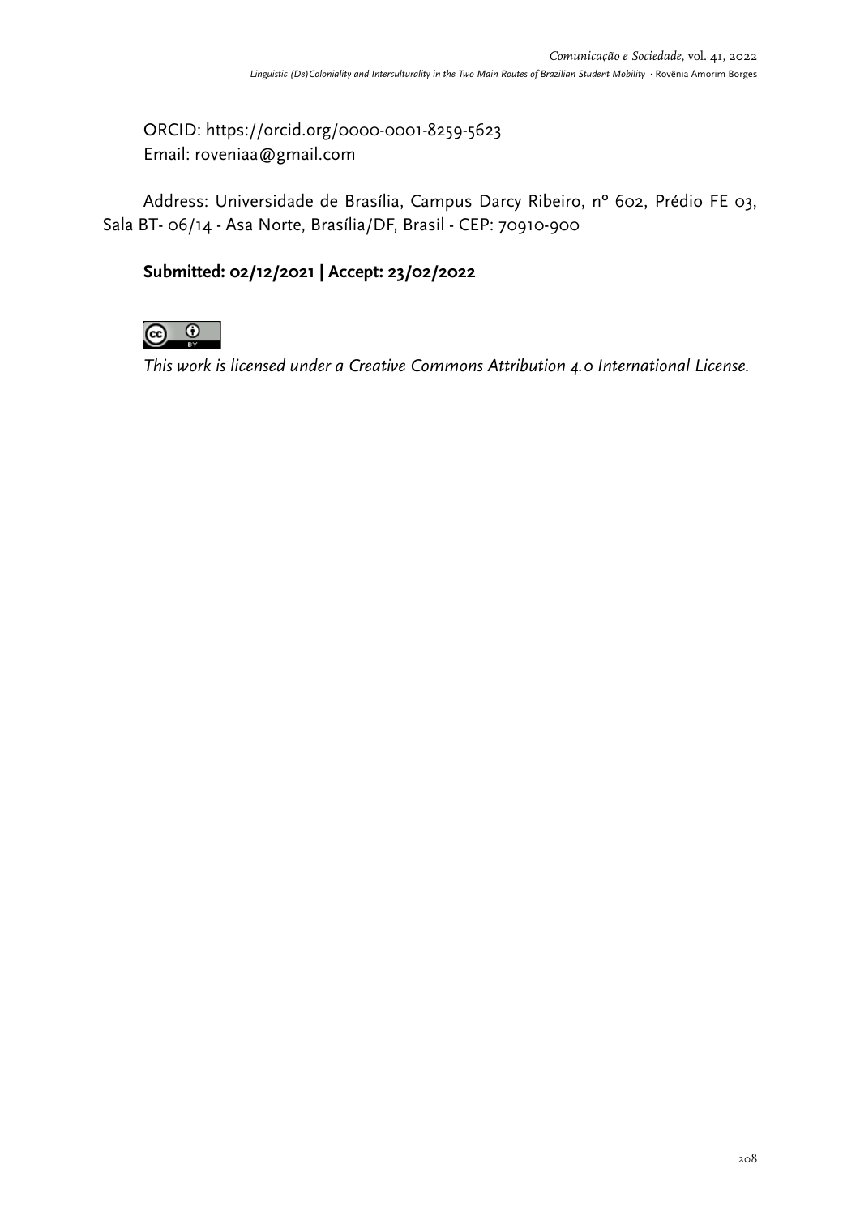ORCID: https://orcid.org/0000-0001-8259-5623
Email: roveniaa@gmail.com

Address: Universidade de Brasília, Campus Darcy Ribeiro, nº 602, Prédio FE 03, Sala BT- 06/14 - Asa Norte, Brasília/DF, Brasil - CEP: 70910-900

**Submitted: 02/12/2021 | Accept: 23/02/2022**

*This work is licensed under a Creative Commons Attribution 4.0 International License.*